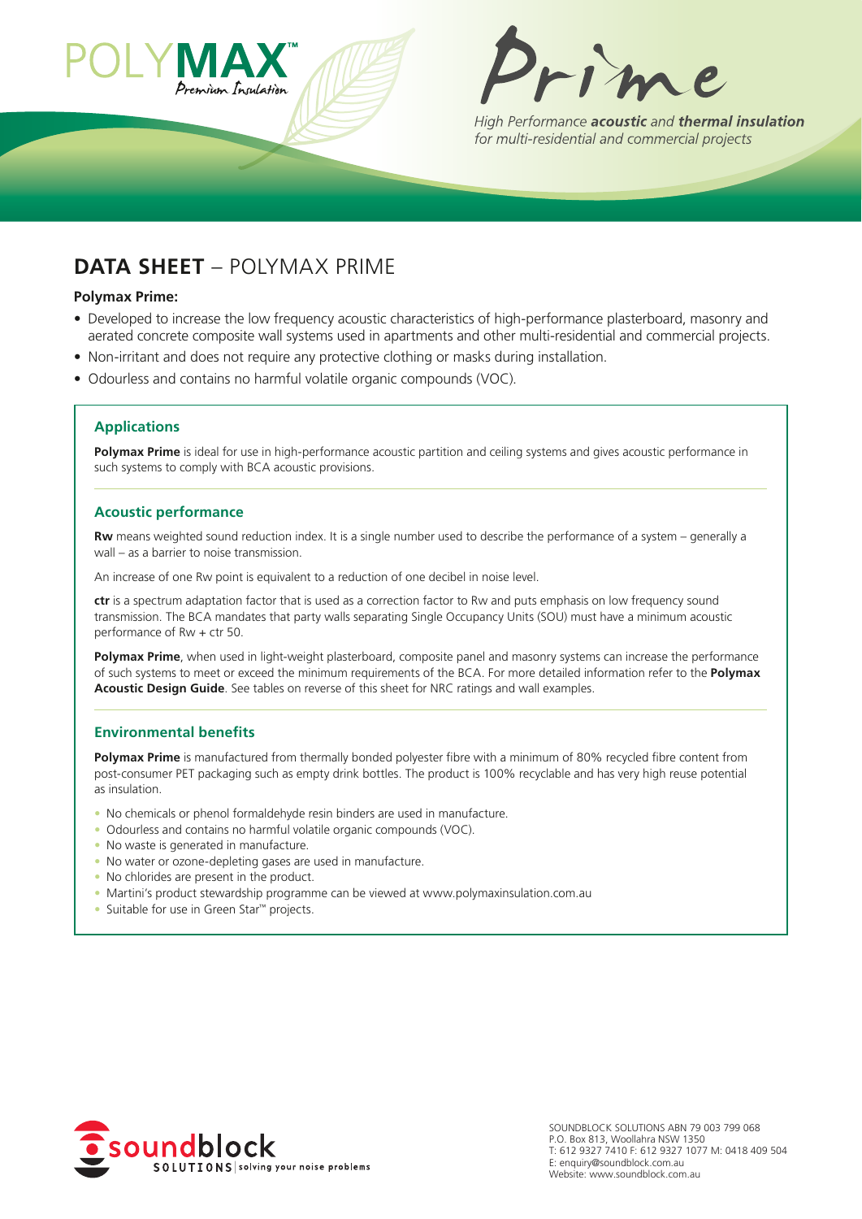POLYMAX™ Premium Insulation

# Prime

*High Performance **acoustic** and **thermal insulation** for multi-residential and commercial projects*

## DATA SHEET – POLYMAX PRIME

**Polymax Prime:**

- Developed to increase the low frequency acoustic characteristics of high-performance plasterboard, masonry and aerated concrete composite wall systems used in apartments and other multi-residential and commercial projects.
- Non-irritant and does not require any protective clothing or masks during installation.
- Odourless and contains no harmful volatile organic compounds (VOC).

### Applications

**Polymax Prime** is ideal for use in high-performance acoustic partition and ceiling systems and gives acoustic performance in such systems to comply with BCA acoustic provisions.

### Acoustic performance

**Rw** means weighted sound reduction index. It is a single number used to describe the performance of a system – generally a wall – as a barrier to noise transmission.

An increase of one Rw point is equivalent to a reduction of one decibel in noise level.

**ctr** is a spectrum adaptation factor that is used as a correction factor to Rw and puts emphasis on low frequency sound transmission. The BCA mandates that party walls separating Single Occupancy Units (SOU) must have a minimum acoustic performance of Rw + ctr 50.

**Polymax Prime**, when used in light-weight plasterboard, composite panel and masonry systems can increase the performance of such systems to meet or exceed the minimum requirements of the BCA. For more detailed information refer to the **Polymax Acoustic Design Guide**. See tables on reverse of this sheet for NRC ratings and wall examples.

### Environmental benefits

**Polymax Prime** is manufactured from thermally bonded polyester fibre with a minimum of 80% recycled fibre content from post-consumer PET packaging such as empty drink bottles. The product is 100% recyclable and has very high reuse potential as insulation.

- No chemicals or phenol formaldehyde resin binders are used in manufacture.
- Odourless and contains no harmful volatile organic compounds (VOC).
- No waste is generated in manufacture.
- No water or ozone-depleting gases are used in manufacture.
- No chlorides are present in the product.
- Martini's product stewardship programme can be viewed at www.polymaxinsulation.com.au
- Suitable for use in Green Star™ projects.

soundblock SOLUTIONS | solving your noise problems

SOUNDBLOCK SOLUTIONS ABN 79 003 799 068
P.O. Box 813, Woollahra NSW 1350
T: 612 9327 7410 F: 612 9327 1077 M: 0418 409 504
E: enquiry@soundblock.com.au
Website: www.soundblock.com.au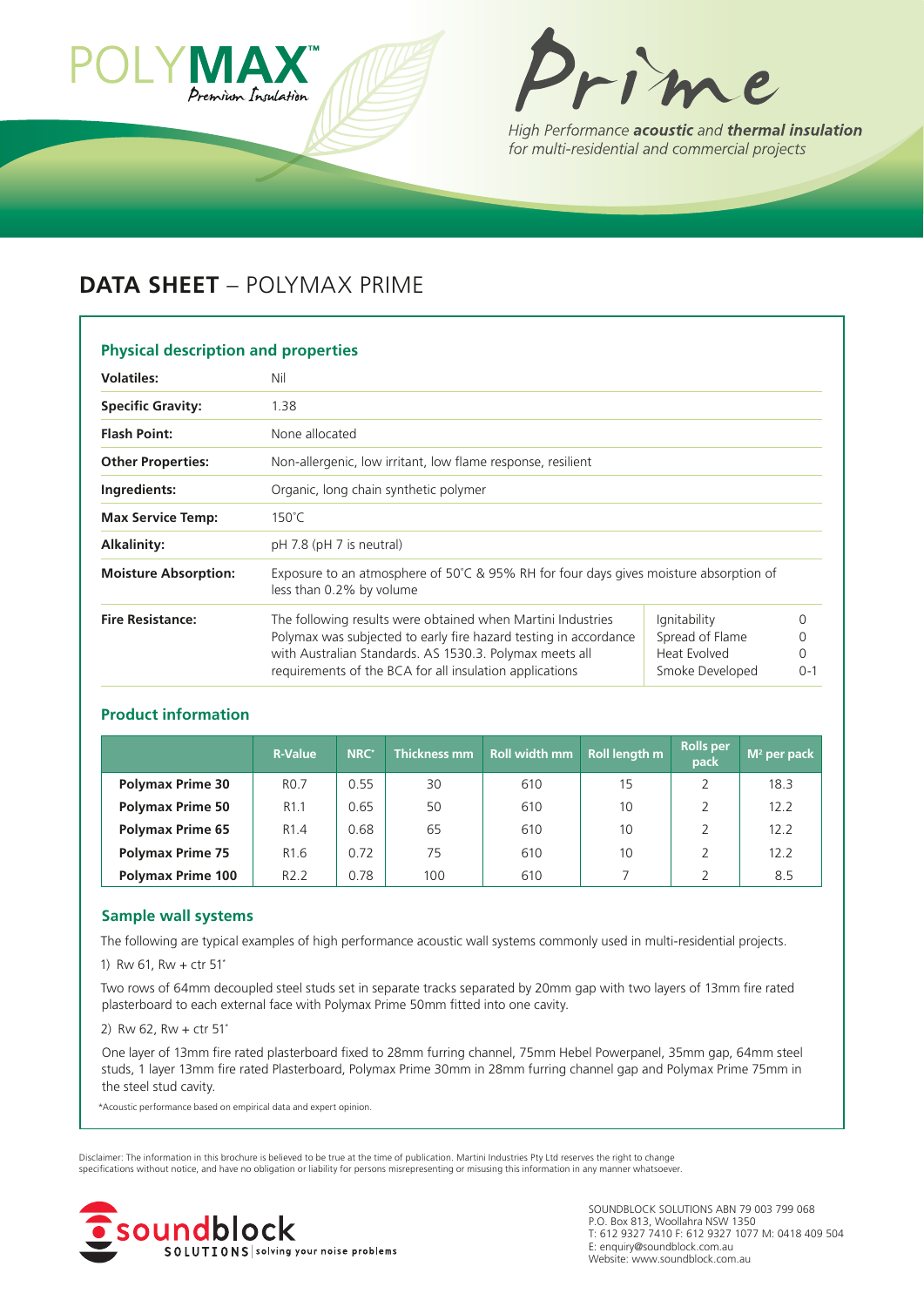POLYMAX™ Premium Insulation

Prime

*High Performance **acoustic** and **thermal insulation** for multi-residential and commercial projects*

# DATA SHEET – POLYMAX PRIME

## Physical description and properties

| | |
|---|---|
| **Volatiles:** | Nil |
| **Specific Gravity:** | 1.38 |
| **Flash Point:** | None allocated |
| **Other Properties:** | Non-allergenic, low irritant, low flame response, resilient |
| **Ingredients:** | Organic, long chain synthetic polymer |
| **Max Service Temp:** | 150˚C |
| **Alkalinity:** | pH 7.8 (pH 7 is neutral) |
| **Moisture Absorption:** | Exposure to an atmosphere of 50˚C & 95% RH for four days gives moisture absorption of less than 0.2% by volume |
| **Fire Resistance:** | The following results were obtained when Martini Industries Polymax was subjected to early fire hazard testing in accordance with Australian Standards. AS 1530.3. Polymax meets all requirements of the BCA for all insulation applications<br>Ignitability 0<br>Spread of Flame 0<br>Heat Evolved 0<br>Smoke Developed 0-1 |

## Product information

| | R-Value | NRC* | Thickness mm | Roll width mm | Roll length m | Rolls per pack | M² per pack |
|---|---|---|---|---|---|---|---|
| **Polymax Prime 30** | R0.7 | 0.55 | 30 | 610 | 15 | 2 | 18.3 |
| **Polymax Prime 50** | R1.1 | 0.65 | 50 | 610 | 10 | 2 | 12.2 |
| **Polymax Prime 65** | R1.4 | 0.68 | 65 | 610 | 10 | 2 | 12.2 |
| **Polymax Prime 75** | R1.6 | 0.72 | 75 | 610 | 10 | 2 | 12.2 |
| **Polymax Prime 100** | R2.2 | 0.78 | 100 | 610 | 7 | 2 | 8.5 |

## Sample wall systems

The following are typical examples of high performance acoustic wall systems commonly used in multi-residential projects.

1) Rw 61, Rw + ctr 51*

Two rows of 64mm decoupled steel studs set in separate tracks separated by 20mm gap with two layers of 13mm fire rated plasterboard to each external face with Polymax Prime 50mm fitted into one cavity.

2) Rw 62, Rw + ctr 51*

One layer of 13mm fire rated plasterboard fixed to 28mm furring channel, 75mm Hebel Powerpanel, 35mm gap, 64mm steel studs, 1 layer 13mm fire rated Plasterboard, Polymax Prime 30mm in 28mm furring channel gap and Polymax Prime 75mm in the steel stud cavity.

*Acoustic performance based on empirical data and expert opinion.

Disclaimer: The information in this brochure is believed to be true at the time of publication. Martini Industries Pty Ltd reserves the right to change specifications without notice, and have no obligation or liability for persons misrepresenting or misusing this information in any manner whatsoever.

soundblock SOLUTIONS | solving your noise problems

SOUNDBLOCK SOLUTIONS ABN 79 003 799 068
P.O. Box 813, Woollahra NSW 1350
T: 612 9327 7410 F: 612 9327 1077 M: 0418 409 504
E: enquiry@soundblock.com.au
Website: www.soundblock.com.au